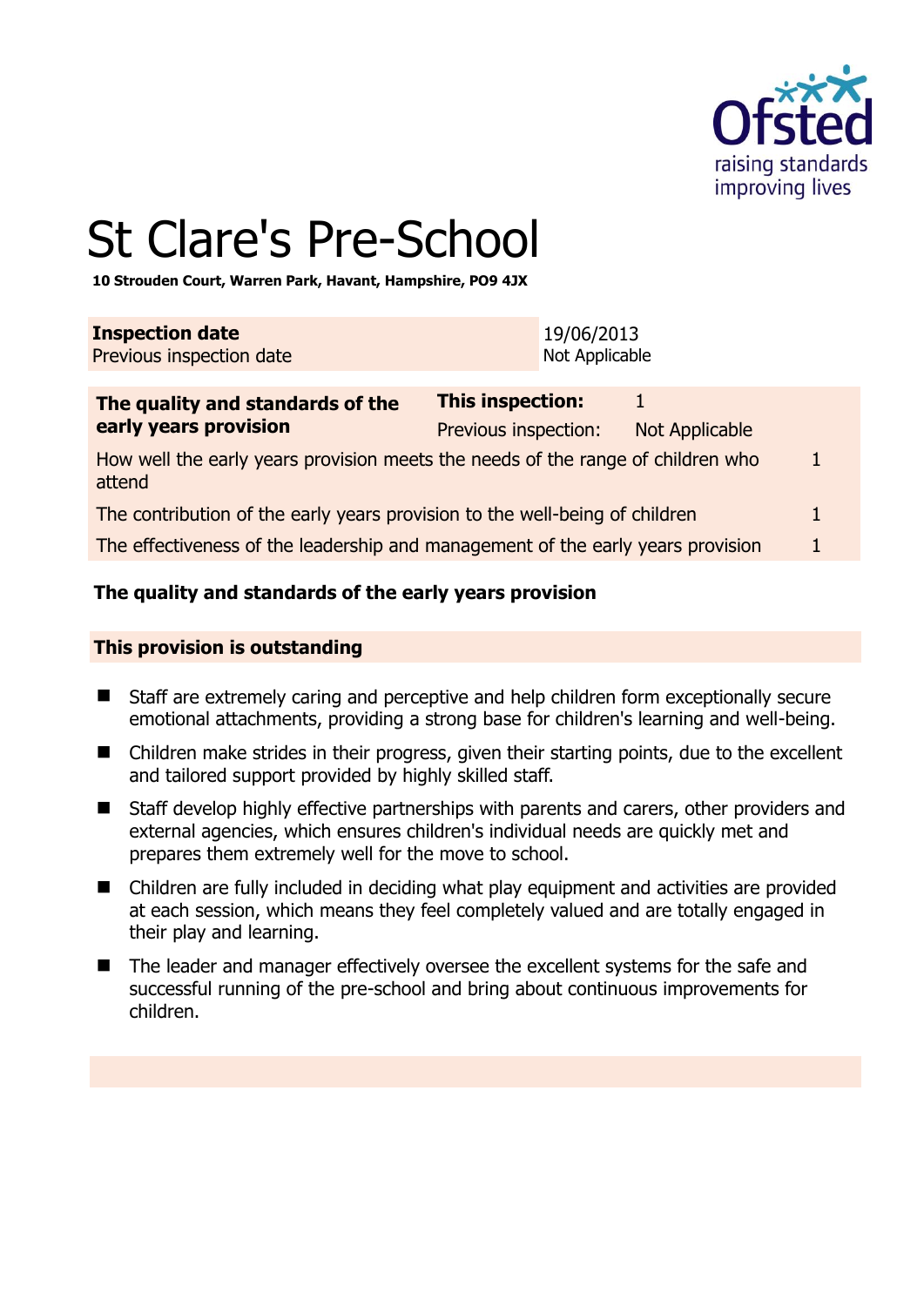# St Clare's Pre-School

**10 Strouden Court, Warren Park, Havant, Hampshire, PO9 4JX**

| **Inspection date** | 19/06/2013 |
|---|---|
| Previous inspection date | Not Applicable |

| **The quality and standards of the early years provision** | **This inspection:** | 1 | |
|---|---|---|---|
| | Previous inspection: | Not Applicable | |
| How well the early years provision meets the needs of the range of children who attend | | | 1 |
| The contribution of the early years provision to the well-being of children | | | 1 |
| The effectiveness of the leadership and management of the early years provision | | | 1 |

## The quality and standards of the early years provision

### This provision is outstanding

- Staff are extremely caring and perceptive and help children form exceptionally secure emotional attachments, providing a strong base for children's learning and well-being.
- Children make strides in their progress, given their starting points, due to the excellent and tailored support provided by highly skilled staff.
- Staff develop highly effective partnerships with parents and carers, other providers and external agencies, which ensures children's individual needs are quickly met and prepares them extremely well for the move to school.
- Children are fully included in deciding what play equipment and activities are provided at each session, which means they feel completely valued and are totally engaged in their play and learning.
- The leader and manager effectively oversee the excellent systems for the safe and successful running of the pre-school and bring about continuous improvements for children.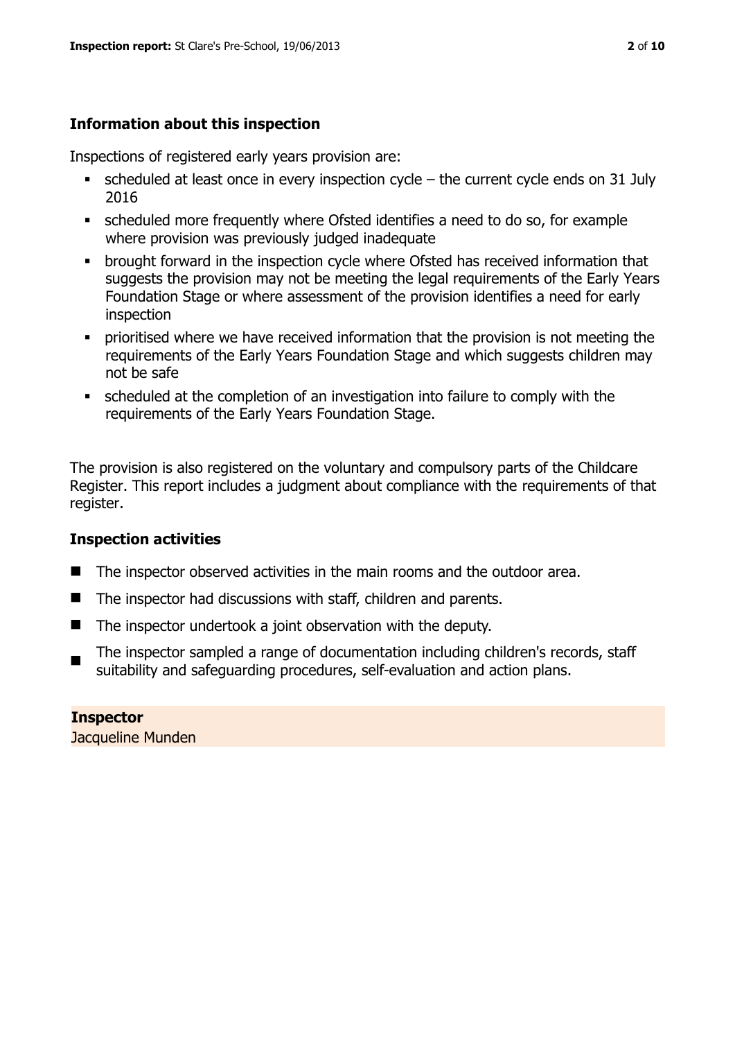## Information about this inspection

Inspections of registered early years provision are:

- scheduled at least once in every inspection cycle – the current cycle ends on 31 July 2016
- scheduled more frequently where Ofsted identifies a need to do so, for example where provision was previously judged inadequate
- brought forward in the inspection cycle where Ofsted has received information that suggests the provision may not be meeting the legal requirements of the Early Years Foundation Stage or where assessment of the provision identifies a need for early inspection
- prioritised where we have received information that the provision is not meeting the requirements of the Early Years Foundation Stage and which suggests children may not be safe
- scheduled at the completion of an investigation into failure to comply with the requirements of the Early Years Foundation Stage.

The provision is also registered on the voluntary and compulsory parts of the Childcare Register. This report includes a judgment about compliance with the requirements of that register.

## Inspection activities

- The inspector observed activities in the main rooms and the outdoor area.
- The inspector had discussions with staff, children and parents.
- The inspector undertook a joint observation with the deputy.
- The inspector sampled a range of documentation including children's records, staff suitability and safeguarding procedures, self-evaluation and action plans.

**Inspector**
Jacqueline Munden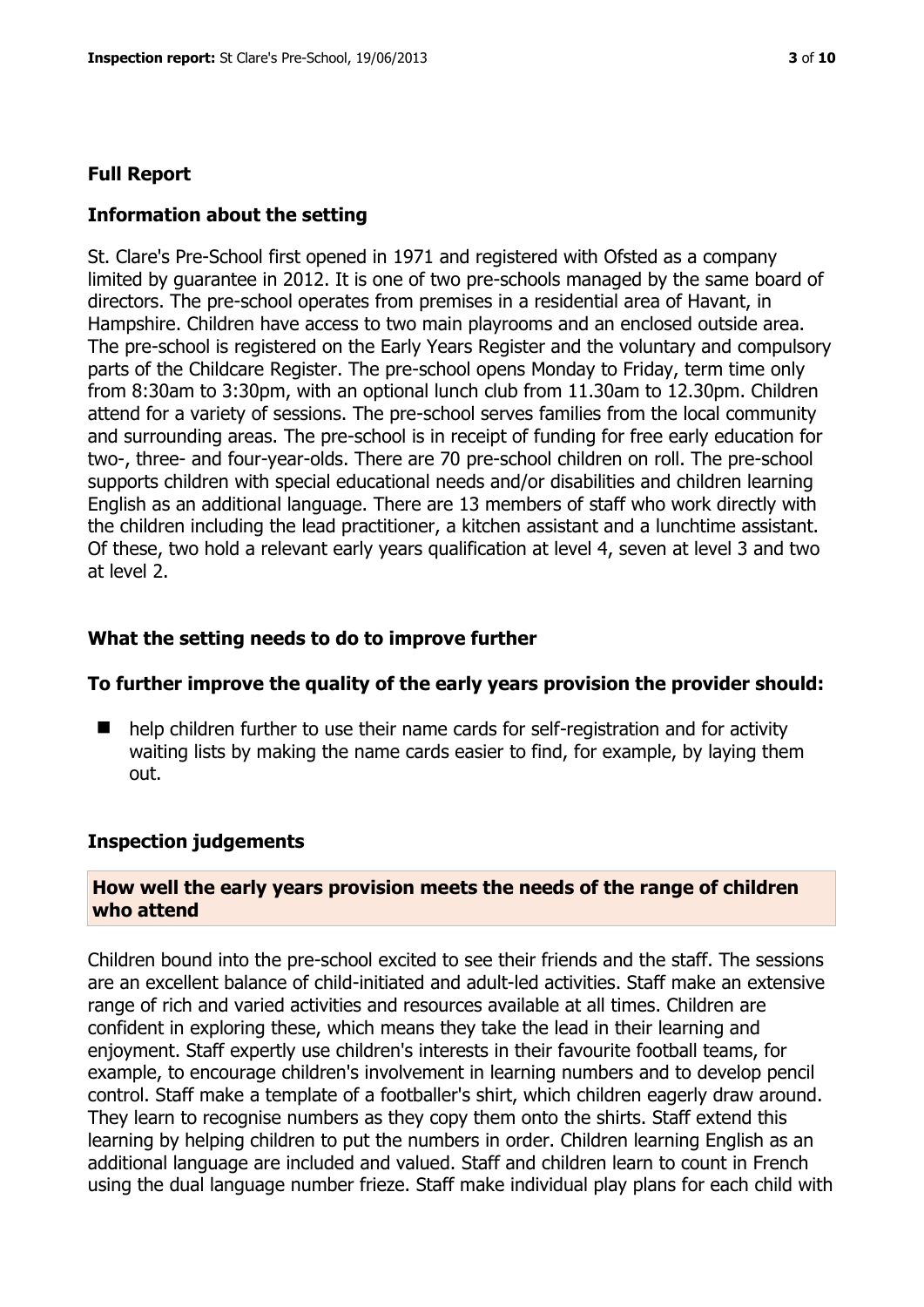## Full Report

### Information about the setting

St. Clare's Pre-School first opened in 1971 and registered with Ofsted as a company limited by guarantee in 2012. It is one of two pre-schools managed by the same board of directors. The pre-school operates from premises in a residential area of Havant, in Hampshire. Children have access to two main playrooms and an enclosed outside area. The pre-school is registered on the Early Years Register and the voluntary and compulsory parts of the Childcare Register. The pre-school opens Monday to Friday, term time only from 8:30am to 3:30pm, with an optional lunch club from 11.30am to 12.30pm. Children attend for a variety of sessions. The pre-school serves families from the local community and surrounding areas. The pre-school is in receipt of funding for free early education for two-, three- and four-year-olds. There are 70 pre-school children on roll. The pre-school supports children with special educational needs and/or disabilities and children learning English as an additional language. There are 13 members of staff who work directly with the children including the lead practitioner, a kitchen assistant and a lunchtime assistant. Of these, two hold a relevant early years qualification at level 4, seven at level 3 and two at level 2.

### What the setting needs to do to improve further

#### To further improve the quality of the early years provision the provider should:

- help children further to use their name cards for self-registration and for activity waiting lists by making the name cards easier to find, for example, by laying them out.

### Inspection judgements

#### How well the early years provision meets the needs of the range of children who attend

Children bound into the pre-school excited to see their friends and the staff. The sessions are an excellent balance of child-initiated and adult-led activities. Staff make an extensive range of rich and varied activities and resources available at all times. Children are confident in exploring these, which means they take the lead in their learning and enjoyment. Staff expertly use children's interests in their favourite football teams, for example, to encourage children's involvement in learning numbers and to develop pencil control. Staff make a template of a footballer's shirt, which children eagerly draw around. They learn to recognise numbers as they copy them onto the shirts. Staff extend this learning by helping children to put the numbers in order. Children learning English as an additional language are included and valued. Staff and children learn to count in French using the dual language number frieze. Staff make individual play plans for each child with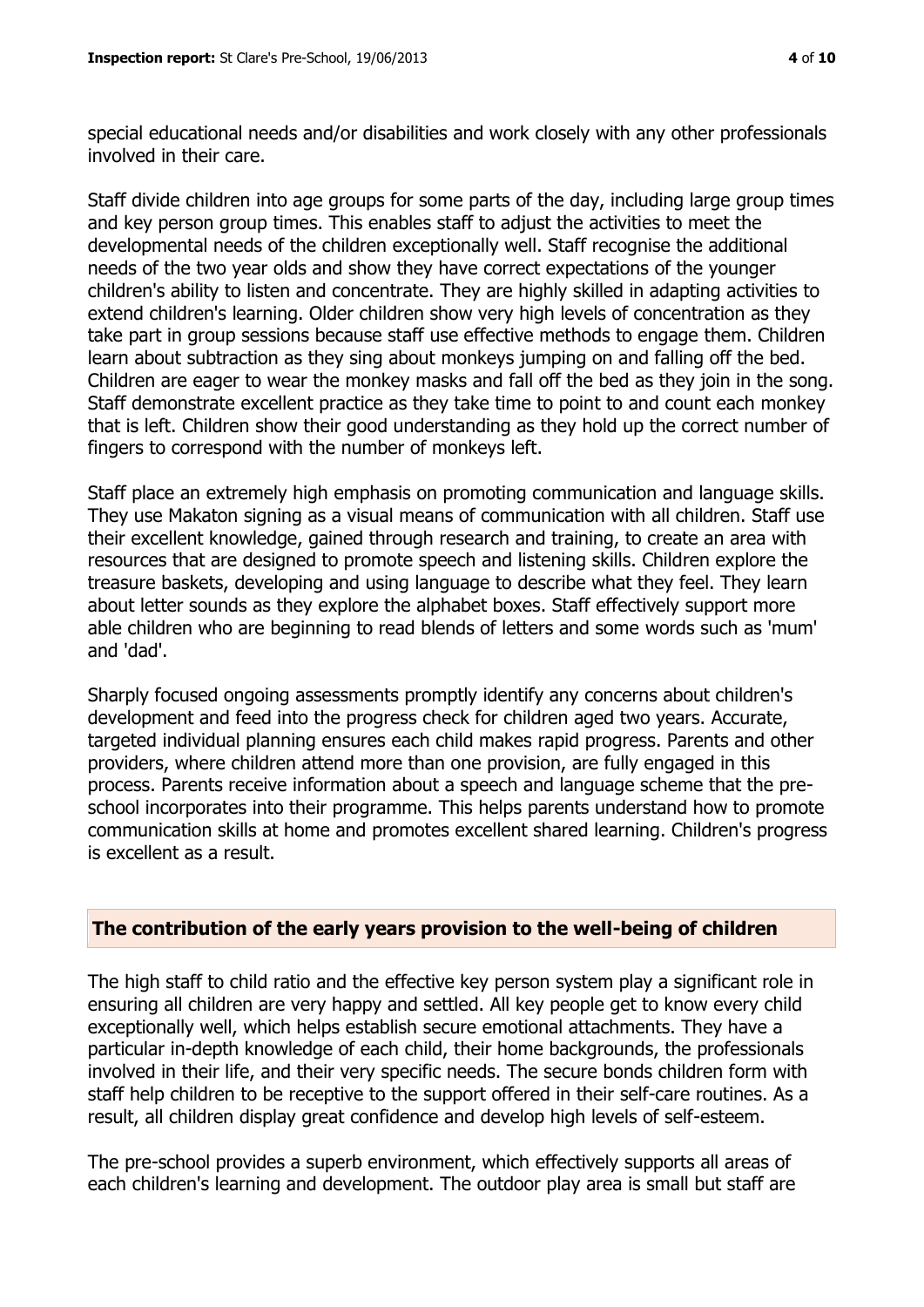special educational needs and/or disabilities and work closely with any other professionals involved in their care.

Staff divide children into age groups for some parts of the day, including large group times and key person group times. This enables staff to adjust the activities to meet the developmental needs of the children exceptionally well. Staff recognise the additional needs of the two year olds and show they have correct expectations of the younger children's ability to listen and concentrate. They are highly skilled in adapting activities to extend children's learning. Older children show very high levels of concentration as they take part in group sessions because staff use effective methods to engage them. Children learn about subtraction as they sing about monkeys jumping on and falling off the bed. Children are eager to wear the monkey masks and fall off the bed as they join in the song. Staff demonstrate excellent practice as they take time to point to and count each monkey that is left. Children show their good understanding as they hold up the correct number of fingers to correspond with the number of monkeys left.

Staff place an extremely high emphasis on promoting communication and language skills. They use Makaton signing as a visual means of communication with all children. Staff use their excellent knowledge, gained through research and training, to create an area with resources that are designed to promote speech and listening skills. Children explore the treasure baskets, developing and using language to describe what they feel. They learn about letter sounds as they explore the alphabet boxes. Staff effectively support more able children who are beginning to read blends of letters and some words such as 'mum' and 'dad'.

Sharply focused ongoing assessments promptly identify any concerns about children's development and feed into the progress check for children aged two years. Accurate, targeted individual planning ensures each child makes rapid progress. Parents and other providers, where children attend more than one provision, are fully engaged in this process. Parents receive information about a speech and language scheme that the pre-school incorporates into their programme. This helps parents understand how to promote communication skills at home and promotes excellent shared learning. Children's progress is excellent as a result.

## The contribution of the early years provision to the well-being of children

The high staff to child ratio and the effective key person system play a significant role in ensuring all children are very happy and settled. All key people get to know every child exceptionally well, which helps establish secure emotional attachments. They have a particular in-depth knowledge of each child, their home backgrounds, the professionals involved in their life, and their very specific needs. The secure bonds children form with staff help children to be receptive to the support offered in their self-care routines. As a result, all children display great confidence and develop high levels of self-esteem.

The pre-school provides a superb environment, which effectively supports all areas of each children's learning and development. The outdoor play area is small but staff are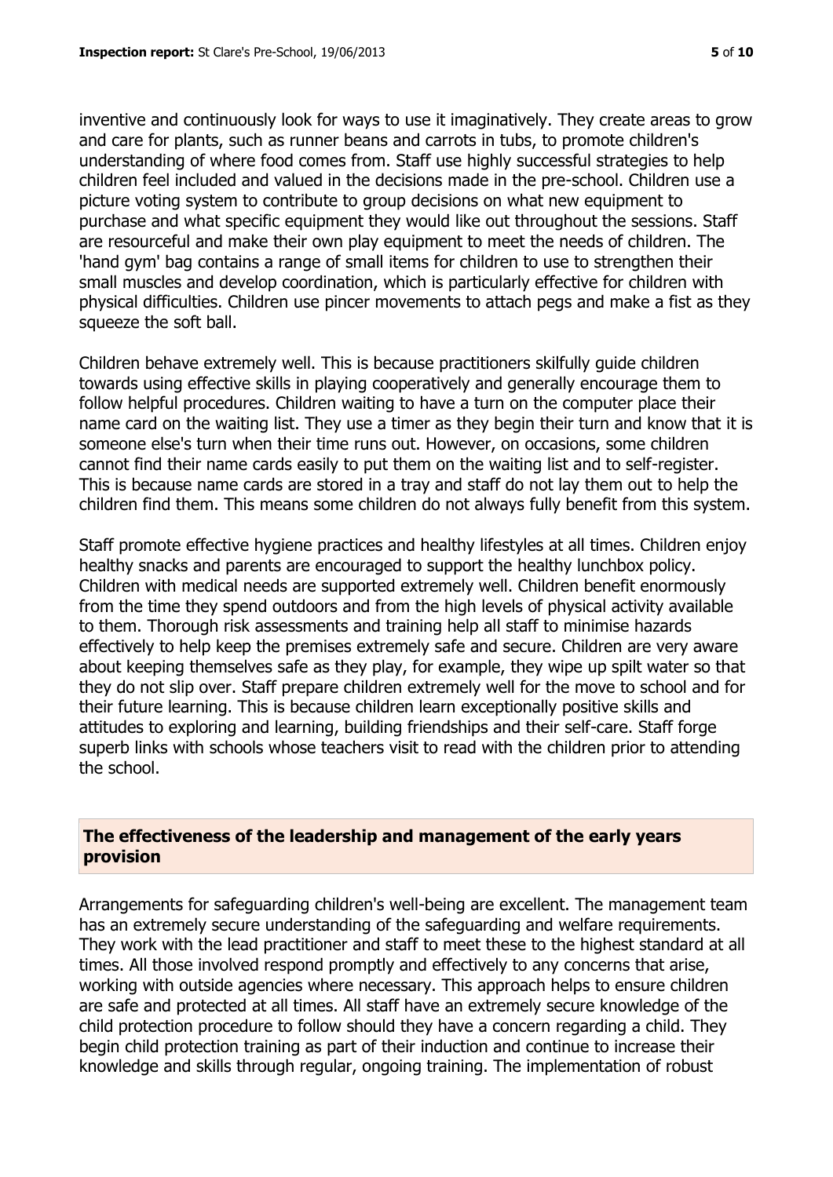inventive and continuously look for ways to use it imaginatively. They create areas to grow and care for plants, such as runner beans and carrots in tubs, to promote children's understanding of where food comes from. Staff use highly successful strategies to help children feel included and valued in the decisions made in the pre-school. Children use a picture voting system to contribute to group decisions on what new equipment to purchase and what specific equipment they would like out throughout the sessions. Staff are resourceful and make their own play equipment to meet the needs of children. The 'hand gym' bag contains a range of small items for children to use to strengthen their small muscles and develop coordination, which is particularly effective for children with physical difficulties. Children use pincer movements to attach pegs and make a fist as they squeeze the soft ball.

Children behave extremely well. This is because practitioners skilfully guide children towards using effective skills in playing cooperatively and generally encourage them to follow helpful procedures. Children waiting to have a turn on the computer place their name card on the waiting list. They use a timer as they begin their turn and know that it is someone else's turn when their time runs out. However, on occasions, some children cannot find their name cards easily to put them on the waiting list and to self-register. This is because name cards are stored in a tray and staff do not lay them out to help the children find them. This means some children do not always fully benefit from this system.

Staff promote effective hygiene practices and healthy lifestyles at all times. Children enjoy healthy snacks and parents are encouraged to support the healthy lunchbox policy. Children with medical needs are supported extremely well. Children benefit enormously from the time they spend outdoors and from the high levels of physical activity available to them. Thorough risk assessments and training help all staff to minimise hazards effectively to help keep the premises extremely safe and secure. Children are very aware about keeping themselves safe as they play, for example, they wipe up spilt water so that they do not slip over. Staff prepare children extremely well for the move to school and for their future learning. This is because children learn exceptionally positive skills and attitudes to exploring and learning, building friendships and their self-care. Staff forge superb links with schools whose teachers visit to read with the children prior to attending the school.

## The effectiveness of the leadership and management of the early years provision

Arrangements for safeguarding children's well-being are excellent. The management team has an extremely secure understanding of the safeguarding and welfare requirements. They work with the lead practitioner and staff to meet these to the highest standard at all times. All those involved respond promptly and effectively to any concerns that arise, working with outside agencies where necessary. This approach helps to ensure children are safe and protected at all times. All staff have an extremely secure knowledge of the child protection procedure to follow should they have a concern regarding a child. They begin child protection training as part of their induction and continue to increase their knowledge and skills through regular, ongoing training. The implementation of robust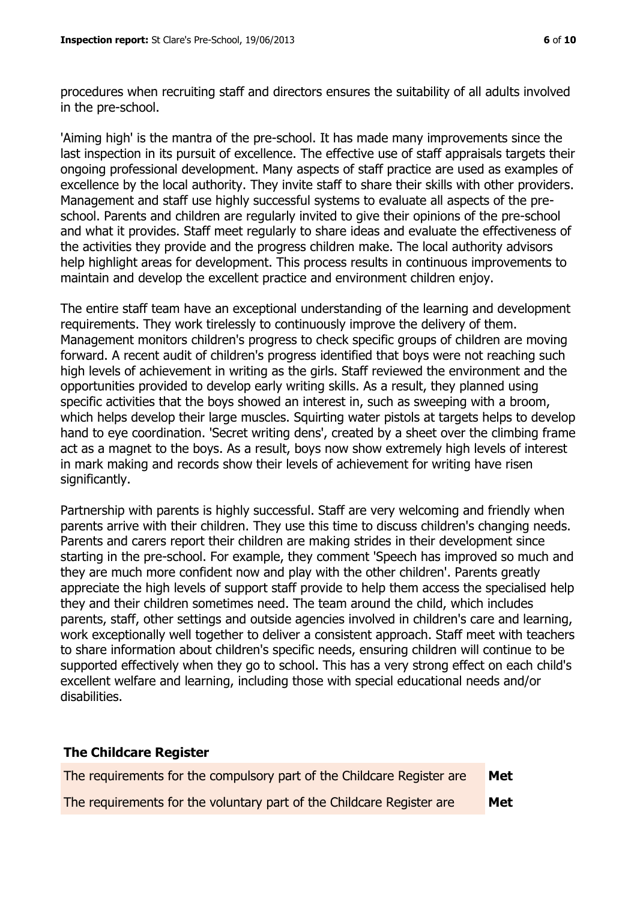procedures when recruiting staff and directors ensures the suitability of all adults involved in the pre-school.

'Aiming high' is the mantra of the pre-school. It has made many improvements since the last inspection in its pursuit of excellence. The effective use of staff appraisals targets their ongoing professional development. Many aspects of staff practice are used as examples of excellence by the local authority. They invite staff to share their skills with other providers. Management and staff use highly successful systems to evaluate all aspects of the pre-school. Parents and children are regularly invited to give their opinions of the pre-school and what it provides. Staff meet regularly to share ideas and evaluate the effectiveness of the activities they provide and the progress children make. The local authority advisors help highlight areas for development. This process results in continuous improvements to maintain and develop the excellent practice and environment children enjoy.

The entire staff team have an exceptional understanding of the learning and development requirements. They work tirelessly to continuously improve the delivery of them. Management monitors children's progress to check specific groups of children are moving forward. A recent audit of children's progress identified that boys were not reaching such high levels of achievement in writing as the girls. Staff reviewed the environment and the opportunities provided to develop early writing skills. As a result, they planned using specific activities that the boys showed an interest in, such as sweeping with a broom, which helps develop their large muscles. Squirting water pistols at targets helps to develop hand to eye coordination. 'Secret writing dens', created by a sheet over the climbing frame act as a magnet to the boys. As a result, boys now show extremely high levels of interest in mark making and records show their levels of achievement for writing have risen significantly.

Partnership with parents is highly successful. Staff are very welcoming and friendly when parents arrive with their children. They use this time to discuss children's changing needs. Parents and carers report their children are making strides in their development since starting in the pre-school. For example, they comment 'Speech has improved so much and they are much more confident now and play with the other children'. Parents greatly appreciate the high levels of support staff provide to help them access the specialised help they and their children sometimes need. The team around the child, which includes parents, staff, other settings and outside agencies involved in children's care and learning, work exceptionally well together to deliver a consistent approach. Staff meet with teachers to share information about children's specific needs, ensuring children will continue to be supported effectively when they go to school. This has a very strong effect on each child's excellent welfare and learning, including those with special educational needs and/or disabilities.

### The Childcare Register

| | |
|---|---|
| The requirements for the compulsory part of the Childcare Register are | **Met** |
| The requirements for the voluntary part of the Childcare Register are | **Met** |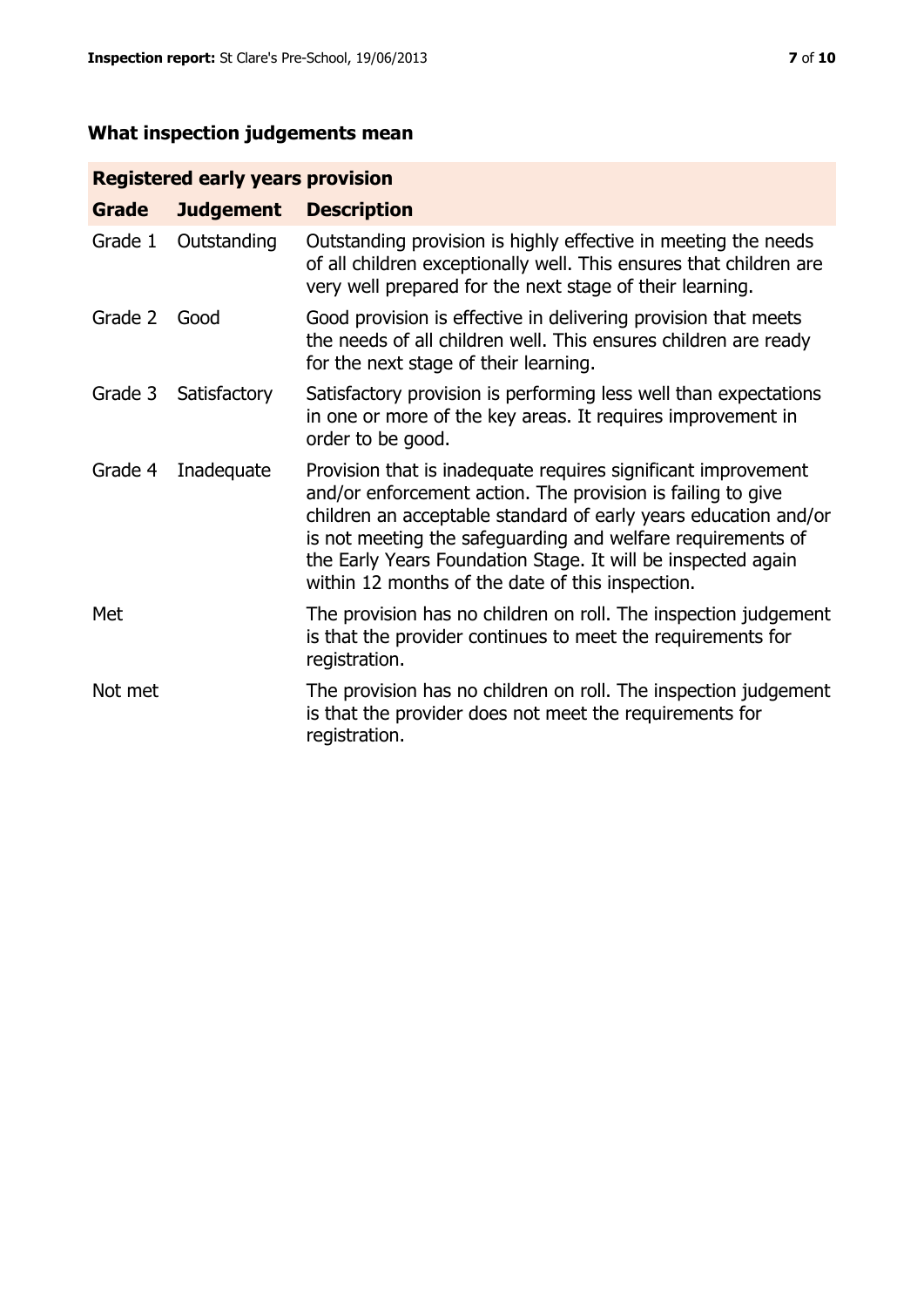## What inspection judgements mean

| Registered early years provision | | |
|---|---|---|
| **Grade** | **Judgement** | **Description** |
| Grade 1 | Outstanding | Outstanding provision is highly effective in meeting the needs of all children exceptionally well. This ensures that children are very well prepared for the next stage of their learning. |
| Grade 2 | Good | Good provision is effective in delivering provision that meets the needs of all children well. This ensures children are ready for the next stage of their learning. |
| Grade 3 | Satisfactory | Satisfactory provision is performing less well than expectations in one or more of the key areas. It requires improvement in order to be good. |
| Grade 4 | Inadequate | Provision that is inadequate requires significant improvement and/or enforcement action. The provision is failing to give children an acceptable standard of early years education and/or is not meeting the safeguarding and welfare requirements of the Early Years Foundation Stage. It will be inspected again within 12 months of the date of this inspection. |
| Met | | The provision has no children on roll. The inspection judgement is that the provider continues to meet the requirements for registration. |
| Not met | | The provision has no children on roll. The inspection judgement is that the provider does not meet the requirements for registration. |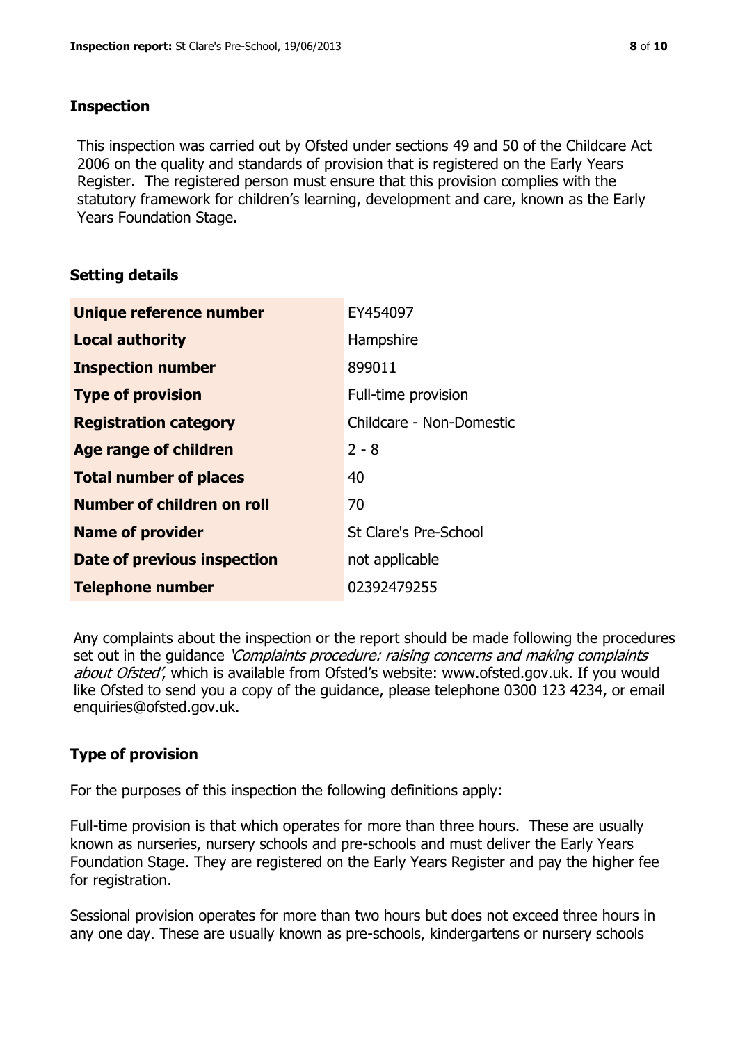## Inspection

This inspection was carried out by Ofsted under sections 49 and 50 of the Childcare Act 2006 on the quality and standards of provision that is registered on the Early Years Register. The registered person must ensure that this provision complies with the statutory framework for children's learning, development and care, known as the Early Years Foundation Stage.

## Setting details

| | |
|---|---|
| **Unique reference number** | EY454097 |
| **Local authority** | Hampshire |
| **Inspection number** | 899011 |
| **Type of provision** | Full-time provision |
| **Registration category** | Childcare - Non-Domestic |
| **Age range of children** | 2 - 8 |
| **Total number of places** | 40 |
| **Number of children on roll** | 70 |
| **Name of provider** | St Clare's Pre-School |
| **Date of previous inspection** | not applicable |
| **Telephone number** | 02392479255 |

Any complaints about the inspection or the report should be made following the procedures set out in the guidance *'Complaints procedure: raising concerns and making complaints about Ofsted'*, which is available from Ofsted's website: www.ofsted.gov.uk. If you would like Ofsted to send you a copy of the guidance, please telephone 0300 123 4234, or email enquiries@ofsted.gov.uk.

## Type of provision

For the purposes of this inspection the following definitions apply:

Full-time provision is that which operates for more than three hours. These are usually known as nurseries, nursery schools and pre-schools and must deliver the Early Years Foundation Stage. They are registered on the Early Years Register and pay the higher fee for registration.

Sessional provision operates for more than two hours but does not exceed three hours in any one day. These are usually known as pre-schools, kindergartens or nursery schools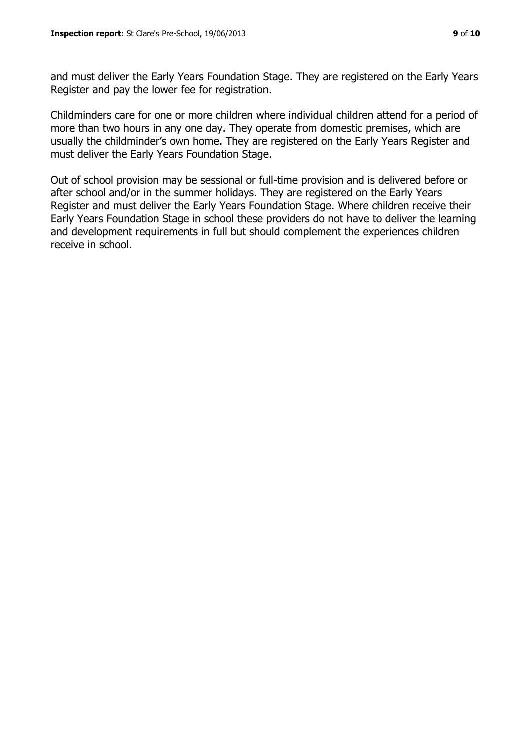and must deliver the Early Years Foundation Stage. They are registered on the Early Years Register and pay the lower fee for registration.

Childminders care for one or more children where individual children attend for a period of more than two hours in any one day. They operate from domestic premises, which are usually the childminder's own home. They are registered on the Early Years Register and must deliver the Early Years Foundation Stage.

Out of school provision may be sessional or full-time provision and is delivered before or after school and/or in the summer holidays. They are registered on the Early Years Register and must deliver the Early Years Foundation Stage. Where children receive their Early Years Foundation Stage in school these providers do not have to deliver the learning and development requirements in full but should complement the experiences children receive in school.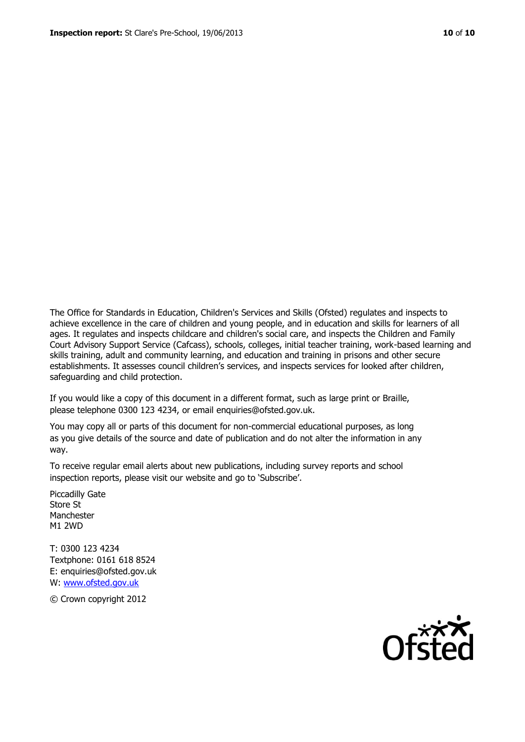The Office for Standards in Education, Children's Services and Skills (Ofsted) regulates and inspects to achieve excellence in the care of children and young people, and in education and skills for learners of all ages. It regulates and inspects childcare and children's social care, and inspects the Children and Family Court Advisory Support Service (Cafcass), schools, colleges, initial teacher training, work-based learning and skills training, adult and community learning, and education and training in prisons and other secure establishments. It assesses council children's services, and inspects services for looked after children, safeguarding and child protection.

If you would like a copy of this document in a different format, such as large print or Braille, please telephone 0300 123 4234, or email enquiries@ofsted.gov.uk.

You may copy all or parts of this document for non-commercial educational purposes, as long as you give details of the source and date of publication and do not alter the information in any way.

To receive regular email alerts about new publications, including survey reports and school inspection reports, please visit our website and go to 'Subscribe'.

Piccadilly Gate
Store St
Manchester
M1 2WD

T: 0300 123 4234
Textphone: 0161 618 8524
E: enquiries@ofsted.gov.uk
W: [www.ofsted.gov.uk](http://www.ofsted.gov.uk)

© Crown copyright 2012